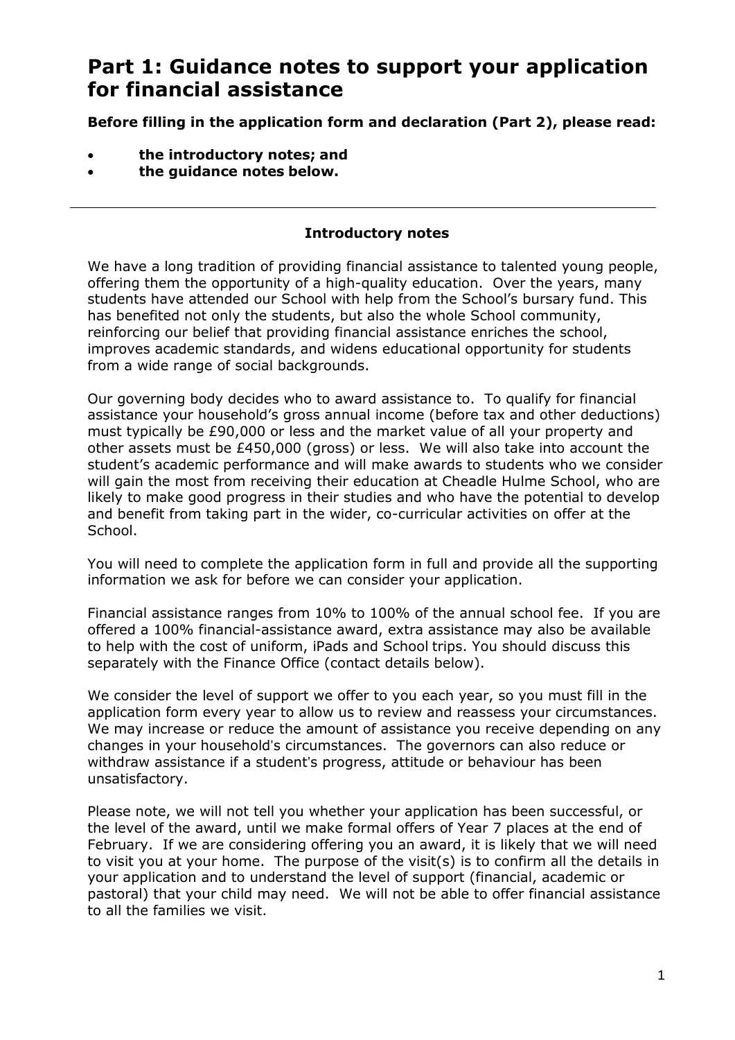# Part 1: Guidance notes to support your application for financial assistance

**Before filling in the application form and declaration (Part 2), please read:**

- **the introductory notes; and**
- **the guidance notes below.**

---

### Introductory notes

We have a long tradition of providing financial assistance to talented young people, offering them the opportunity of a high-quality education. Over the years, many students have attended our School with help from the School's bursary fund. This has benefited not only the students, but also the whole School community, reinforcing our belief that providing financial assistance enriches the school, improves academic standards, and widens educational opportunity for students from a wide range of social backgrounds.

Our governing body decides who to award assistance to. To qualify for financial assistance your household's gross annual income (before tax and other deductions) must typically be £90,000 or less and the market value of all your property and other assets must be £450,000 (gross) or less. We will also take into account the student's academic performance and will make awards to students who we consider will gain the most from receiving their education at Cheadle Hulme School, who are likely to make good progress in their studies and who have the potential to develop and benefit from taking part in the wider, co-curricular activities on offer at the School.

You will need to complete the application form in full and provide all the supporting information we ask for before we can consider your application.

Financial assistance ranges from 10% to 100% of the annual school fee. If you are offered a 100% financial-assistance award, extra assistance may also be available to help with the cost of uniform, iPads and School trips. You should discuss this separately with the Finance Office (contact details below).

We consider the level of support we offer to you each year, so you must fill in the application form every year to allow us to review and reassess your circumstances. We may increase or reduce the amount of assistance you receive depending on any changes in your household's circumstances. The governors can also reduce or withdraw assistance if a student's progress, attitude or behaviour has been unsatisfactory.

Please note, we will not tell you whether your application has been successful, or the level of the award, until we make formal offers of Year 7 places at the end of February. If we are considering offering you an award, it is likely that we will need to visit you at your home. The purpose of the visit(s) is to confirm all the details in your application and to understand the level of support (financial, academic or pastoral) that your child may need. We will not be able to offer financial assistance to all the families we visit.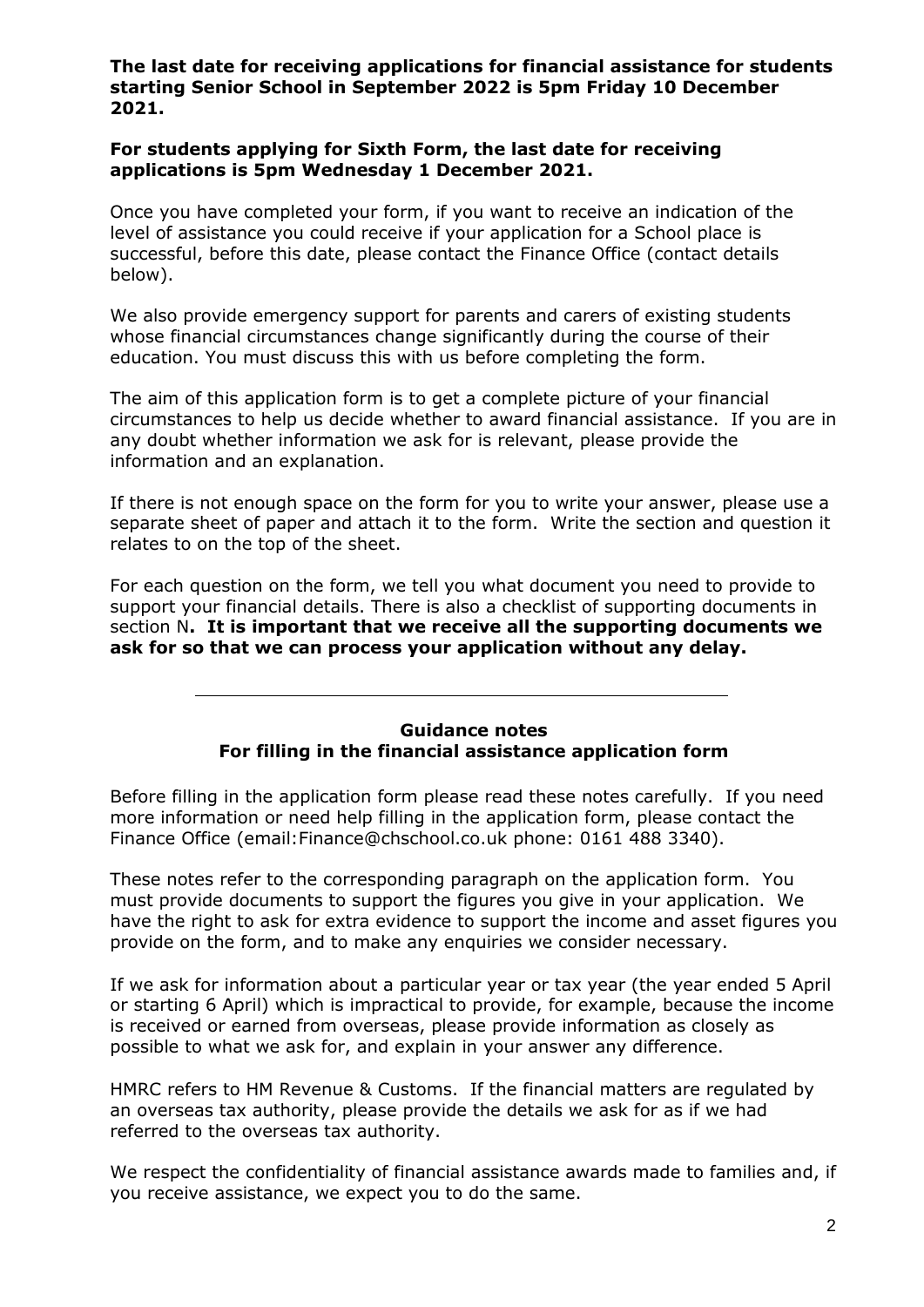**The last date for receiving applications for financial assistance for students starting Senior School in September 2022 is 5pm Friday 10 December 2021.**

**For students applying for Sixth Form, the last date for receiving applications is 5pm Wednesday 1 December 2021.**

Once you have completed your form, if you want to receive an indication of the level of assistance you could receive if your application for a School place is successful, before this date, please contact the Finance Office (contact details below).

We also provide emergency support for parents and carers of existing students whose financial circumstances change significantly during the course of their education. You must discuss this with us before completing the form.

The aim of this application form is to get a complete picture of your financial circumstances to help us decide whether to award financial assistance. If you are in any doubt whether information we ask for is relevant, please provide the information and an explanation.

If there is not enough space on the form for you to write your answer, please use a separate sheet of paper and attach it to the form. Write the section and question it relates to on the top of the sheet.

For each question on the form, we tell you what document you need to provide to support your financial details. There is also a checklist of supporting documents in section N**. It is important that we receive all the supporting documents we ask for so that we can process your application without any delay.**

---

## Guidance notes
## For filling in the financial assistance application form

Before filling in the application form please read these notes carefully. If you need more information or need help filling in the application form, please contact the Finance Office (email:Finance@chschool.co.uk phone: 0161 488 3340).

These notes refer to the corresponding paragraph on the application form. You must provide documents to support the figures you give in your application. We have the right to ask for extra evidence to support the income and asset figures you provide on the form, and to make any enquiries we consider necessary.

If we ask for information about a particular year or tax year (the year ended 5 April or starting 6 April) which is impractical to provide, for example, because the income is received or earned from overseas, please provide information as closely as possible to what we ask for, and explain in your answer any difference.

HMRC refers to HM Revenue & Customs. If the financial matters are regulated by an overseas tax authority, please provide the details we ask for as if we had referred to the overseas tax authority.

We respect the confidentiality of financial assistance awards made to families and, if you receive assistance, we expect you to do the same.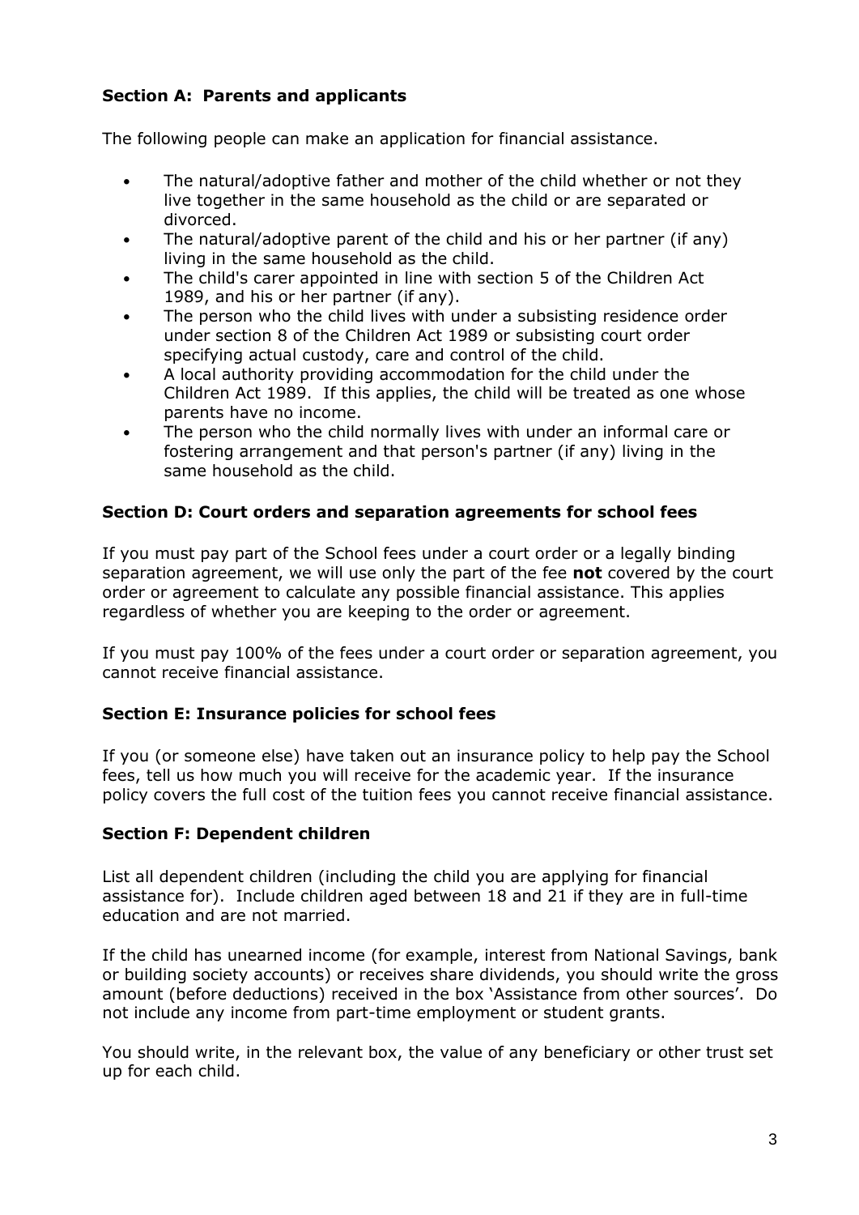### Section A: Parents and applicants

The following people can make an application for financial assistance.

- The natural/adoptive father and mother of the child whether or not they live together in the same household as the child or are separated or divorced.
- The natural/adoptive parent of the child and his or her partner (if any) living in the same household as the child.
- The child's carer appointed in line with section 5 of the Children Act 1989, and his or her partner (if any).
- The person who the child lives with under a subsisting residence order under section 8 of the Children Act 1989 or subsisting court order specifying actual custody, care and control of the child.
- A local authority providing accommodation for the child under the Children Act 1989. If this applies, the child will be treated as one whose parents have no income.
- The person who the child normally lives with under an informal care or fostering arrangement and that person's partner (if any) living in the same household as the child.

### Section D: Court orders and separation agreements for school fees

If you must pay part of the School fees under a court order or a legally binding separation agreement, we will use only the part of the fee **not** covered by the court order or agreement to calculate any possible financial assistance. This applies regardless of whether you are keeping to the order or agreement.

If you must pay 100% of the fees under a court order or separation agreement, you cannot receive financial assistance.

### Section E: Insurance policies for school fees

If you (or someone else) have taken out an insurance policy to help pay the School fees, tell us how much you will receive for the academic year. If the insurance policy covers the full cost of the tuition fees you cannot receive financial assistance.

### Section F: Dependent children

List all dependent children (including the child you are applying for financial assistance for). Include children aged between 18 and 21 if they are in full-time education and are not married.

If the child has unearned income (for example, interest from National Savings, bank or building society accounts) or receives share dividends, you should write the gross amount (before deductions) received in the box 'Assistance from other sources'. Do not include any income from part-time employment or student grants.

You should write, in the relevant box, the value of any beneficiary or other trust set up for each child.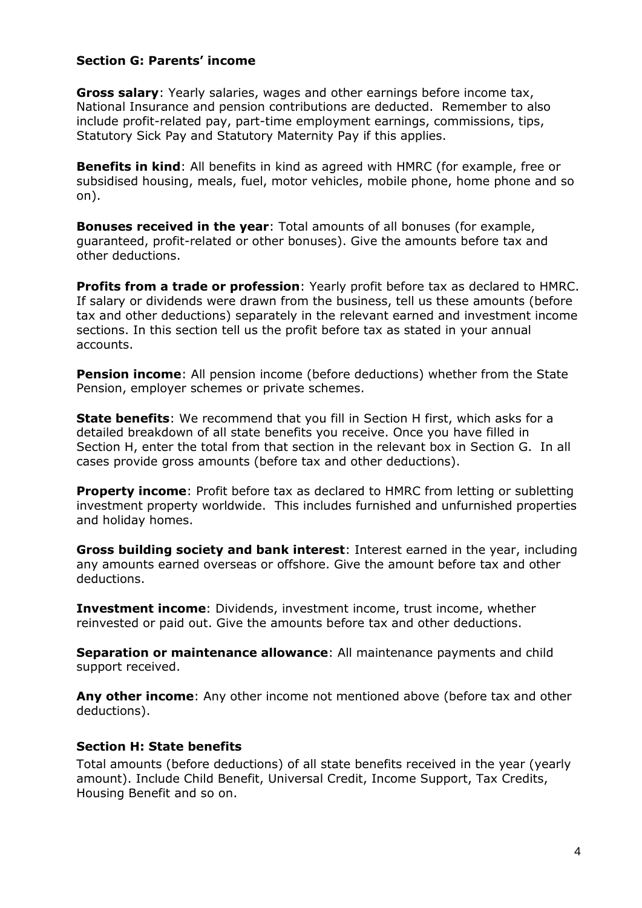### Section G: Parents' income

**Gross salary**: Yearly salaries, wages and other earnings before income tax, National Insurance and pension contributions are deducted. Remember to also include profit-related pay, part-time employment earnings, commissions, tips, Statutory Sick Pay and Statutory Maternity Pay if this applies.

**Benefits in kind**: All benefits in kind as agreed with HMRC (for example, free or subsidised housing, meals, fuel, motor vehicles, mobile phone, home phone and so on).

**Bonuses received in the year**: Total amounts of all bonuses (for example, guaranteed, profit-related or other bonuses). Give the amounts before tax and other deductions.

**Profits from a trade or profession**: Yearly profit before tax as declared to HMRC. If salary or dividends were drawn from the business, tell us these amounts (before tax and other deductions) separately in the relevant earned and investment income sections. In this section tell us the profit before tax as stated in your annual accounts.

**Pension income**: All pension income (before deductions) whether from the State Pension, employer schemes or private schemes.

**State benefits**: We recommend that you fill in Section H first, which asks for a detailed breakdown of all state benefits you receive. Once you have filled in Section H, enter the total from that section in the relevant box in Section G. In all cases provide gross amounts (before tax and other deductions).

**Property income**: Profit before tax as declared to HMRC from letting or subletting investment property worldwide. This includes furnished and unfurnished properties and holiday homes.

**Gross building society and bank interest**: Interest earned in the year, including any amounts earned overseas or offshore. Give the amount before tax and other deductions.

**Investment income**: Dividends, investment income, trust income, whether reinvested or paid out. Give the amounts before tax and other deductions.

**Separation or maintenance allowance**: All maintenance payments and child support received.

**Any other income**: Any other income not mentioned above (before tax and other deductions).

### Section H: State benefits

Total amounts (before deductions) of all state benefits received in the year (yearly amount). Include Child Benefit, Universal Credit, Income Support, Tax Credits, Housing Benefit and so on.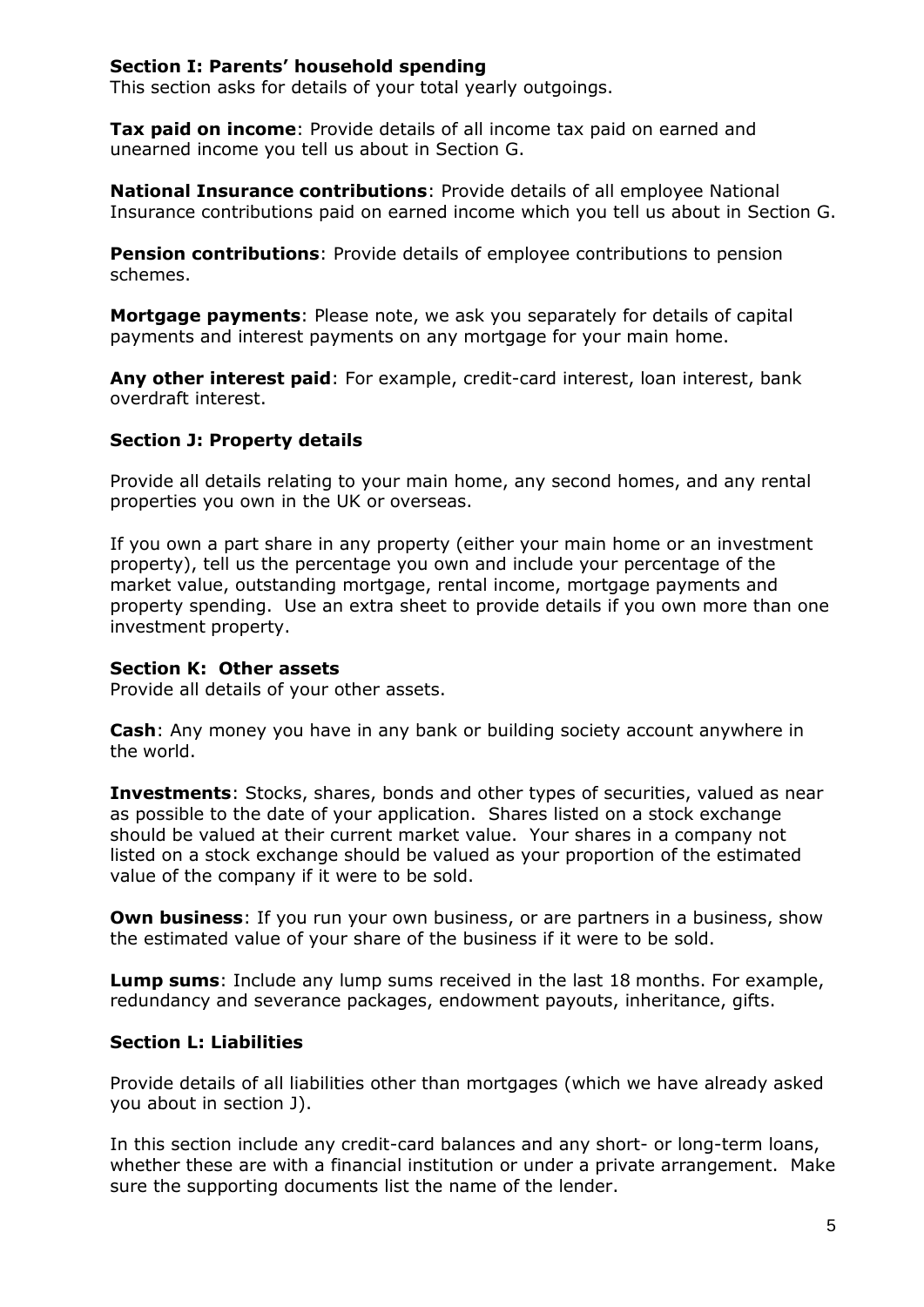### Section I: Parents' household spending

This section asks for details of your total yearly outgoings.

**Tax paid on income**: Provide details of all income tax paid on earned and unearned income you tell us about in Section G.

**National Insurance contributions**: Provide details of all employee National Insurance contributions paid on earned income which you tell us about in Section G.

**Pension contributions**: Provide details of employee contributions to pension schemes.

**Mortgage payments**: Please note, we ask you separately for details of capital payments and interest payments on any mortgage for your main home.

**Any other interest paid**: For example, credit-card interest, loan interest, bank overdraft interest.

### Section J: Property details

Provide all details relating to your main home, any second homes, and any rental properties you own in the UK or overseas.

If you own a part share in any property (either your main home or an investment property), tell us the percentage you own and include your percentage of the market value, outstanding mortgage, rental income, mortgage payments and property spending. Use an extra sheet to provide details if you own more than one investment property.

### Section K: Other assets

Provide all details of your other assets.

**Cash**: Any money you have in any bank or building society account anywhere in the world.

**Investments**: Stocks, shares, bonds and other types of securities, valued as near as possible to the date of your application. Shares listed on a stock exchange should be valued at their current market value. Your shares in a company not listed on a stock exchange should be valued as your proportion of the estimated value of the company if it were to be sold.

**Own business**: If you run your own business, or are partners in a business, show the estimated value of your share of the business if it were to be sold.

**Lump sums**: Include any lump sums received in the last 18 months. For example, redundancy and severance packages, endowment payouts, inheritance, gifts.

### Section L: Liabilities

Provide details of all liabilities other than mortgages (which we have already asked you about in section J).

In this section include any credit-card balances and any short- or long-term loans, whether these are with a financial institution or under a private arrangement. Make sure the supporting documents list the name of the lender.